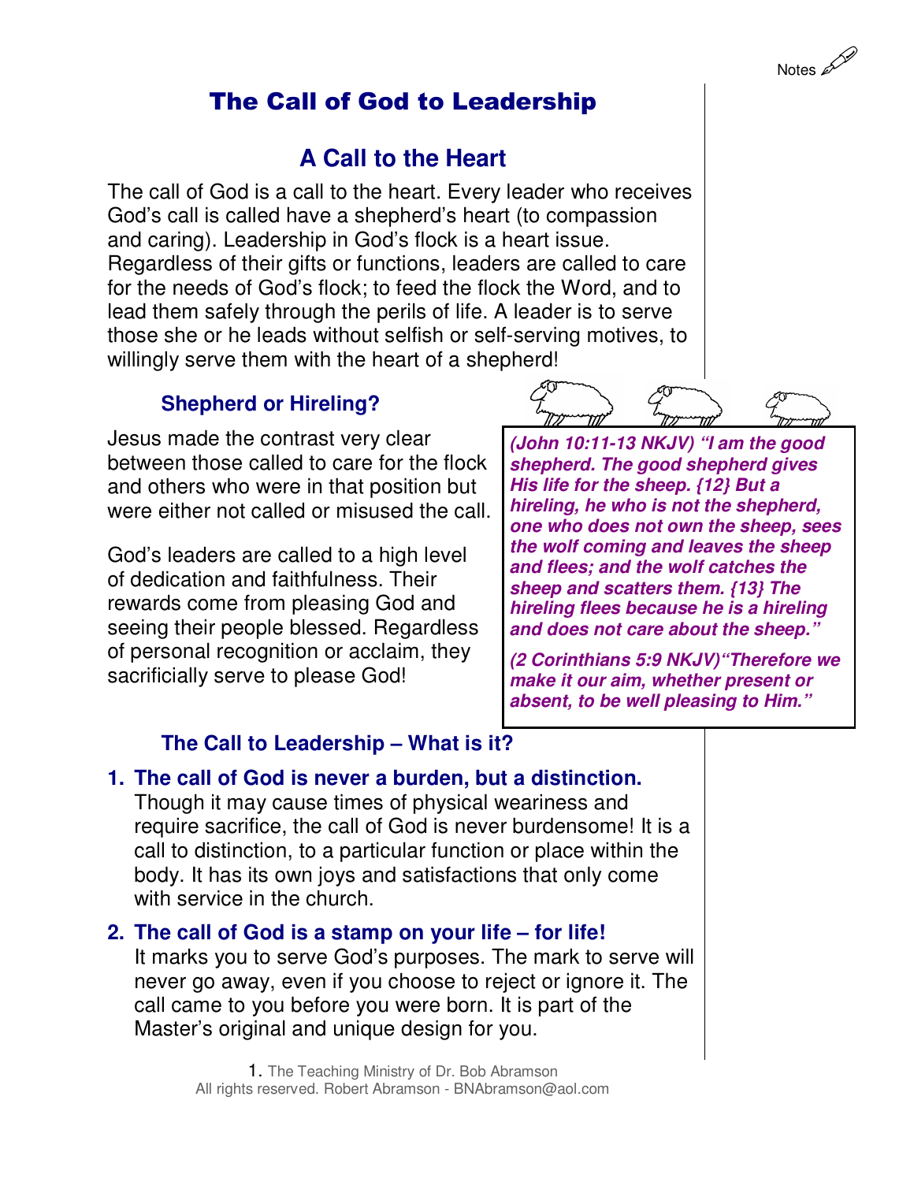Notes

# The Call of God to Leadership

## A Call to the Heart

The call of God is a call to the heart. Every leader who receives God's call is called have a shepherd's heart (to compassion and caring). Leadership in God's flock is a heart issue. Regardless of their gifts or functions, leaders are called to care for the needs of God's flock; to feed the flock the Word, and to lead them safely through the perils of life. A leader is to serve those she or he leads without selfish or self-serving motives, to willingly serve them with the heart of a shepherd!

### Shepherd or Hireling?

Jesus made the contrast very clear between those called to care for the flock and others who were in that position but were either not called or misused the call.

God's leaders are called to a high level of dedication and faithfulness. Their rewards come from pleasing God and seeing their people blessed. Regardless of personal recognition or acclaim, they sacrificially serve to please God!

> ***(John 10:11-13 NKJV) "I am the good shepherd. The good shepherd gives His life for the sheep. {12} But a hireling, he who is not the shepherd, one who does not own the sheep, sees the wolf coming and leaves the sheep and flees; and the wolf catches the sheep and scatters them. {13} The hireling flees because he is a hireling and does not care about the sheep."***
>
> ***(2 Corinthians 5:9 NKJV)"Therefore we make it our aim, whether present or absent, to be well pleasing to Him."***

### The Call to Leadership – What is it?

1. **The call of God is never a burden, but a distinction.**
   Though it may cause times of physical weariness and require sacrifice, the call of God is never burdensome! It is a call to distinction, to a particular function or place within the body. It has its own joys and satisfactions that only come with service in the church.

2. **The call of God is a stamp on your life – for life!**
   It marks you to serve God's purposes. The mark to serve will never go away, even if you choose to reject or ignore it. The call came to you before you were born. It is part of the Master's original and unique design for you.

The Teaching Ministry of Dr. Bob Abramson
All rights reserved. Robert Abramson - BNAbramson@aol.com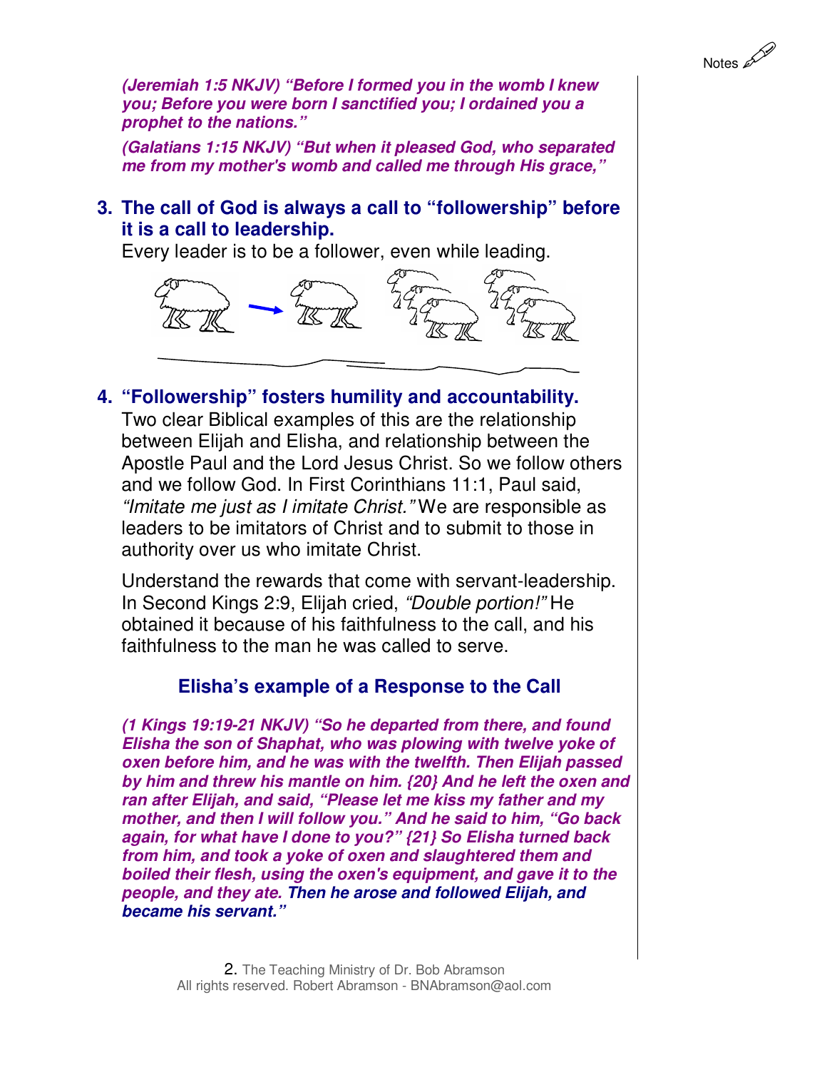***(Jeremiah 1:5 NKJV) "Before I formed you in the womb I knew you; Before you were born I sanctified you; I ordained you a prophet to the nations."***

***(Galatians 1:15 NKJV) "But when it pleased God, who separated me from my mother's womb and called me through His grace,"***

### 3. The call of God is always a call to "followership" before it is a call to leadership.

Every leader is to be a follower, even while leading.

### 4. "Followership" fosters humility and accountability.

Two clear Biblical examples of this are the relationship between Elijah and Elisha, and relationship between the Apostle Paul and the Lord Jesus Christ. So we follow others and we follow God. In First Corinthians 11:1, Paul said, *"Imitate me just as I imitate Christ."* We are responsible as leaders to be imitators of Christ and to submit to those in authority over us who imitate Christ.

Understand the rewards that come with servant-leadership. In Second Kings 2:9, Elijah cried, *"Double portion!"* He obtained it because of his faithfulness to the call, and his faithfulness to the man he was called to serve.

## Elisha's example of a Response to the Call

***(1 Kings 19:19-21 NKJV) "So he departed from there, and found Elisha the son of Shaphat, who was plowing with twelve yoke of oxen before him, and he was with the twelfth. Then Elijah passed by him and threw his mantle on him. {20} And he left the oxen and ran after Elijah, and said, "Please let me kiss my father and my mother, and then I will follow you." And he said to him, "Go back again, for what have I done to you?" {21} So Elisha turned back from him, and took a yoke of oxen and slaughtered them and boiled their flesh, using the oxen's equipment, and gave it to the people, and they ate. Then he arose and followed Elijah, and became his servant."***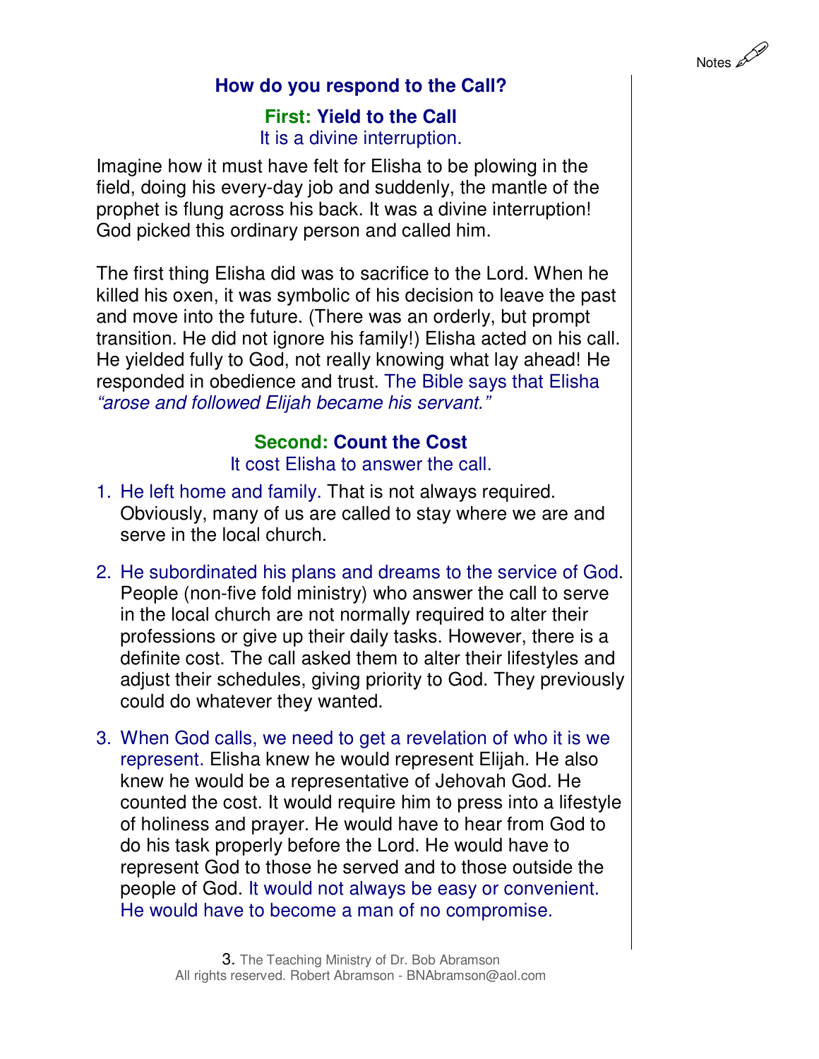## How do you respond to the Call?

### **First: Yield to the Call**

It is a divine interruption.

Imagine how it must have felt for Elisha to be plowing in the field, doing his every-day job and suddenly, the mantle of the prophet is flung across his back. It was a divine interruption! God picked this ordinary person and called him.

The first thing Elisha did was to sacrifice to the Lord. When he killed his oxen, it was symbolic of his decision to leave the past and move into the future. (There was an orderly, but prompt transition. He did not ignore his family!) Elisha acted on his call. He yielded fully to God, not really knowing what lay ahead! He responded in obedience and trust. The Bible says that Elisha *"arose and followed Elijah became his servant."*

### **Second: Count the Cost**

It cost Elisha to answer the call.

1. He left home and family. That is not always required. Obviously, many of us are called to stay where we are and serve in the local church.

2. He subordinated his plans and dreams to the service of God. People (non-five fold ministry) who answer the call to serve in the local church are not normally required to alter their professions or give up their daily tasks. However, there is a definite cost. The call asked them to alter their lifestyles and adjust their schedules, giving priority to God. They previously could do whatever they wanted.

3. When God calls, we need to get a revelation of who it is we represent. Elisha knew he would represent Elijah. He also knew he would be a representative of Jehovah God. He counted the cost. It would require him to press into a lifestyle of holiness and prayer. He would have to hear from God to do his task properly before the Lord. He would have to represent God to those he served and to those outside the people of God. It would not always be easy or convenient. He would have to become a man of no compromise.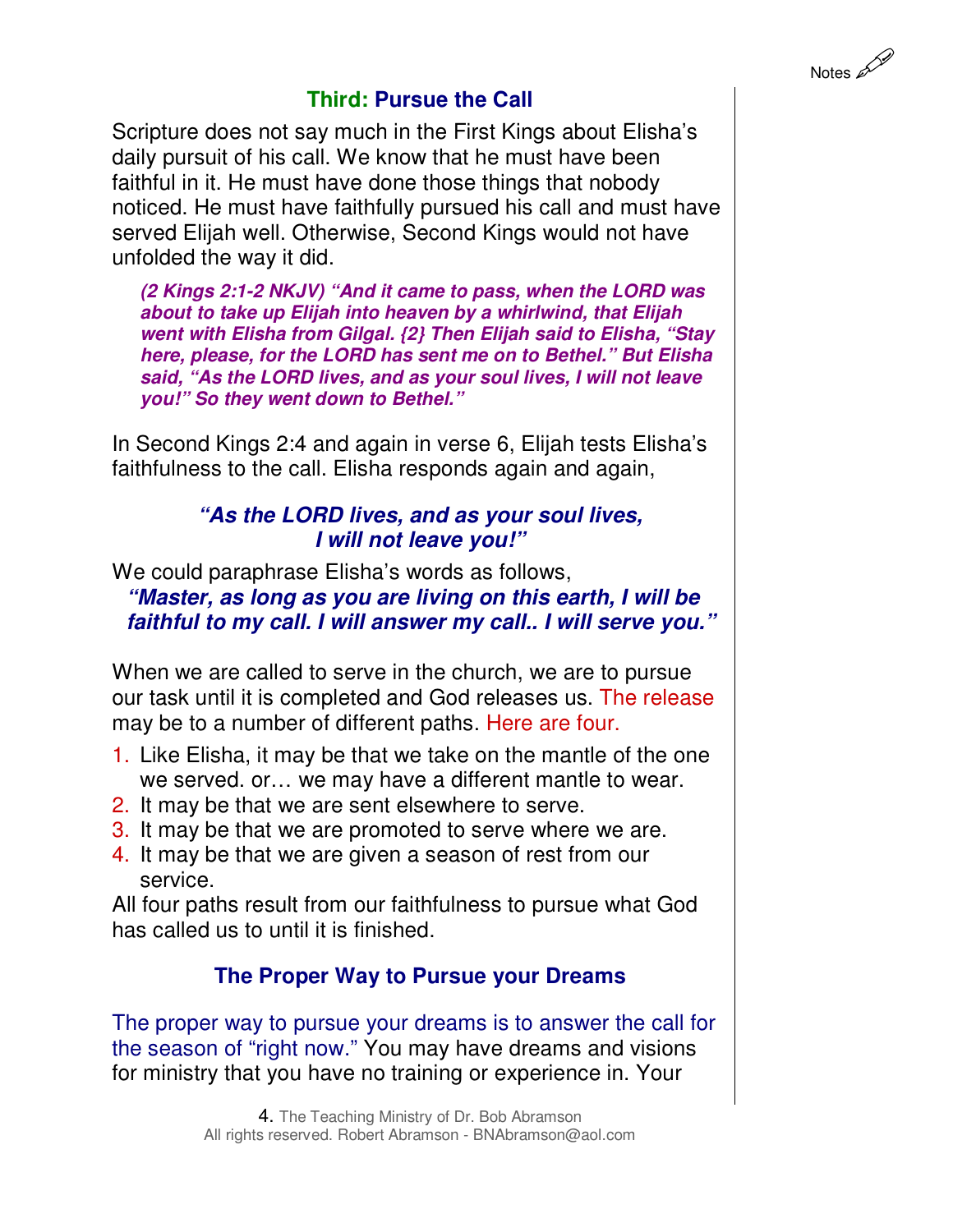## Third: Pursue the Call

Scripture does not say much in the First Kings about Elisha's daily pursuit of his call. We know that he must have been faithful in it. He must have done those things that nobody noticed. He must have faithfully pursued his call and must have served Elijah well. Otherwise, Second Kings would not have unfolded the way it did.

> ***(2 Kings 2:1-2 NKJV) "And it came to pass, when the LORD was about to take up Elijah into heaven by a whirlwind, that Elijah went with Elisha from Gilgal. {2} Then Elijah said to Elisha, "Stay here, please, for the LORD has sent me on to Bethel." But Elisha said, "As the LORD lives, and as your soul lives, I will not leave you!" So they went down to Bethel."***

In Second Kings 2:4 and again in verse 6, Elijah tests Elisha's faithfulness to the call. Elisha responds again and again,

***"As the LORD lives, and as your soul lives, I will not leave you!"***

We could paraphrase Elisha's words as follows,

***"Master, as long as you are living on this earth, I will be faithful to my call. I will answer my call.. I will serve you."***

When we are called to serve in the church, we are to pursue our task until it is completed and God releases us. The release may be to a number of different paths. Here are four.

1. Like Elisha, it may be that we take on the mantle of the one we served. or… we may have a different mantle to wear.
2. It may be that we are sent elsewhere to serve.
3. It may be that we are promoted to serve where we are.
4. It may be that we are given a season of rest from our service.

All four paths result from our faithfulness to pursue what God has called us to until it is finished.

### The Proper Way to Pursue your Dreams

The proper way to pursue your dreams is to answer the call for the season of "right now." You may have dreams and visions for ministry that you have no training or experience in. Your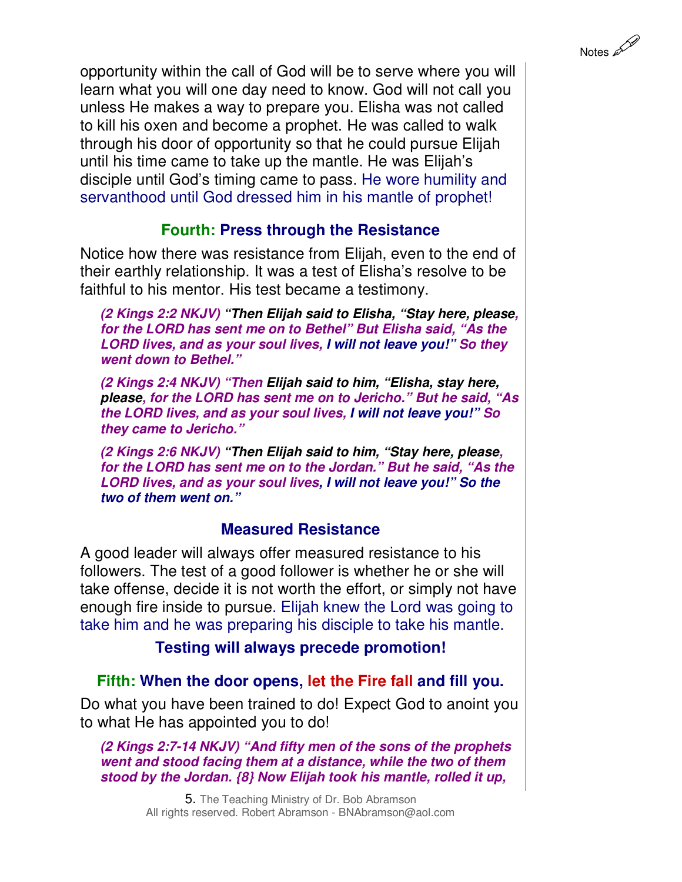opportunity within the call of God will be to serve where you will learn what you will one day need to know. God will not call you unless He makes a way to prepare you. Elisha was not called to kill his oxen and become a prophet. He was called to walk through his door of opportunity so that he could pursue Elijah until his time came to take up the mantle. He was Elijah's disciple until God's timing came to pass. He wore humility and servanthood until God dressed him in his mantle of prophet!

### Fourth: Press through the Resistance

Notice how there was resistance from Elijah, even to the end of their earthly relationship. It was a test of Elisha's resolve to be faithful to his mentor. His test became a testimony.

> ***(2 Kings 2:2 NKJV) "Then Elijah said to Elisha, "Stay here, please, for the LORD has sent me on to Bethel" But Elisha said, "As the LORD lives, and as your soul lives, I will not leave you!" So they went down to Bethel."***
>
> ***(2 Kings 2:4 NKJV) "Then Elijah said to him, "Elisha, stay here, please, for the LORD has sent me on to Jericho." But he said, "As the LORD lives, and as your soul lives, I will not leave you!" So they came to Jericho."***
>
> ***(2 Kings 2:6 NKJV) "Then Elijah said to him, "Stay here, please, for the LORD has sent me on to the Jordan." But he said, "As the LORD lives, and as your soul lives, I will not leave you!" So the two of them went on."***

### Measured Resistance

A good leader will always offer measured resistance to his followers. The test of a good follower is whether he or she will take offense, decide it is not worth the effort, or simply not have enough fire inside to pursue. Elijah knew the Lord was going to take him and he was preparing his disciple to take his mantle.

**Testing will always precede promotion!**

### Fifth: When the door opens, let the Fire fall and fill you.

Do what you have been trained to do! Expect God to anoint you to what He has appointed you to do!

> ***(2 Kings 2:7-14 NKJV) "And fifty men of the sons of the prophets went and stood facing them at a distance, while the two of them stood by the Jordan. {8} Now Elijah took his mantle, rolled it up,***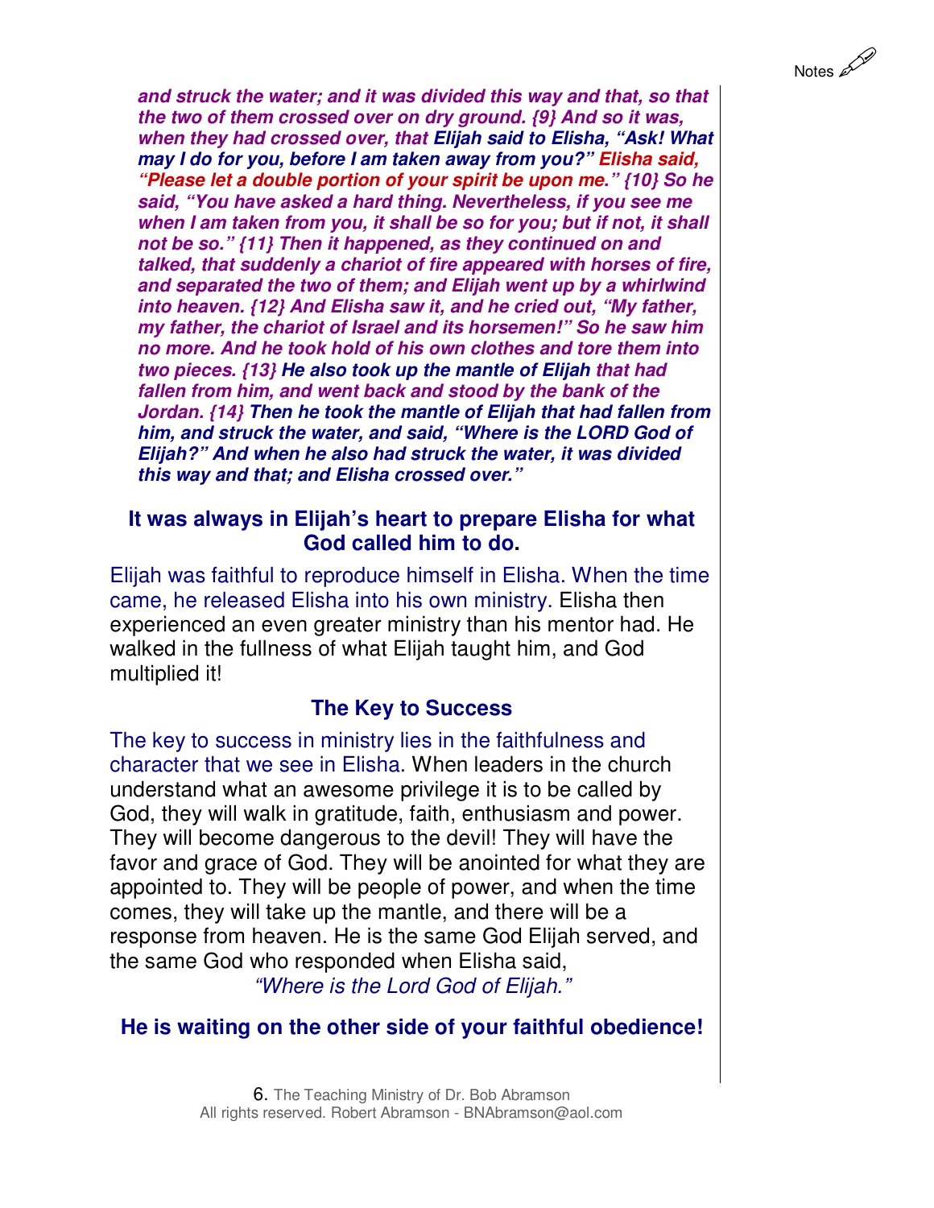***and struck the water; and it was divided this way and that, so that the two of them crossed over on dry ground. {9} And so it was, when they had crossed over, that Elijah said to Elisha, "Ask! What may I do for you, before I am taken away from you?" Elisha said, "Please let a double portion of your spirit be upon me." {10} So he said, "You have asked a hard thing. Nevertheless, if you see me when I am taken from you, it shall be so for you; but if not, it shall not be so." {11} Then it happened, as they continued on and talked, that suddenly a chariot of fire appeared with horses of fire, and separated the two of them; and Elijah went up by a whirlwind into heaven. {12} And Elisha saw it, and he cried out, "My father, my father, the chariot of Israel and its horsemen!" So he saw him no more. And he took hold of his own clothes and tore them into two pieces. {13} He also took up the mantle of Elijah that had fallen from him, and went back and stood by the bank of the Jordan. {14} Then he took the mantle of Elijah that had fallen from him, and struck the water, and said, "Where is the LORD God of Elijah?" And when he also had struck the water, it was divided this way and that; and Elisha crossed over."***

**It was always in Elijah's heart to prepare Elisha for what God called him to do.**

Elijah was faithful to reproduce himself in Elisha. When the time came, he released Elisha into his own ministry. Elisha then experienced an even greater ministry than his mentor had. He walked in the fullness of what Elijah taught him, and God multiplied it!

### The Key to Success

The key to success in ministry lies in the faithfulness and character that we see in Elisha. When leaders in the church understand what an awesome privilege it is to be called by God, they will walk in gratitude, faith, enthusiasm and power. They will become dangerous to the devil! They will have the favor and grace of God. They will be anointed for what they are appointed to. They will be people of power, and when the time comes, they will take up the mantle, and there will be a response from heaven. He is the same God Elijah served, and the same God who responded when Elisha said,

*"Where is the Lord God of Elijah."*

**He is waiting on the other side of your faithful obedience!**